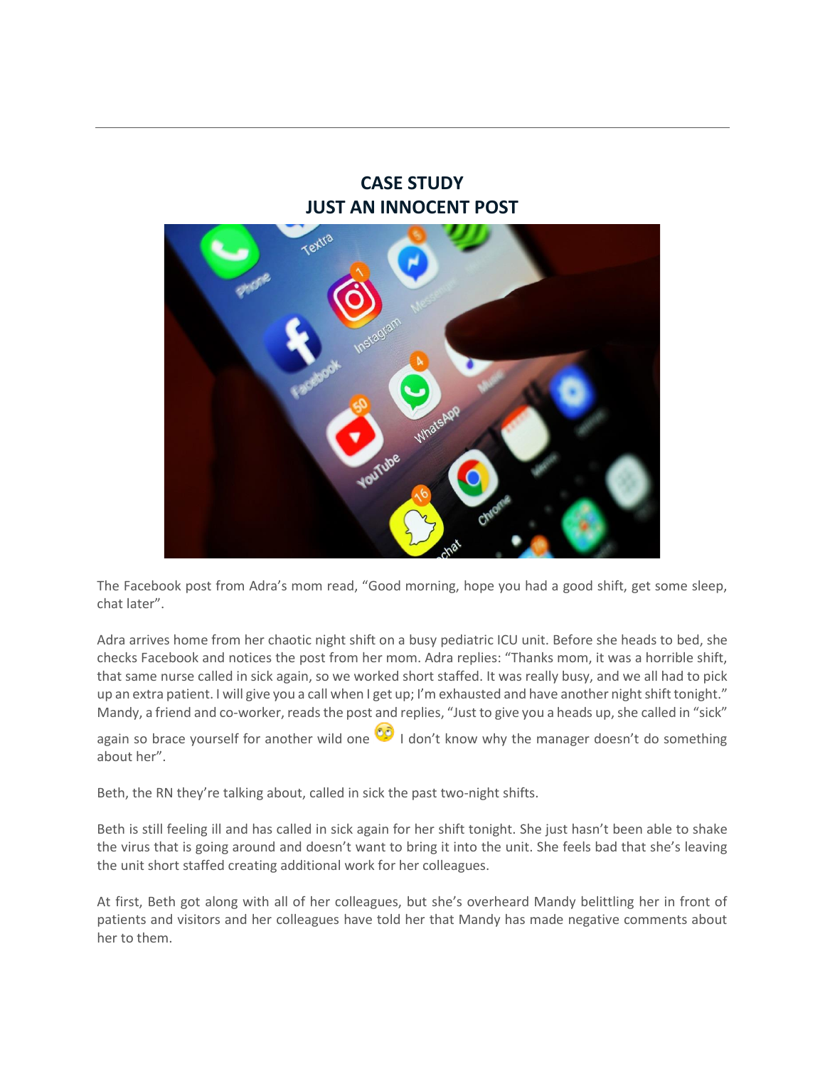# CASE STUDY
# JUST AN INNOCENT POST

The Facebook post from Adra's mom read, "Good morning, hope you had a good shift, get some sleep, chat later".

Adra arrives home from her chaotic night shift on a busy pediatric ICU unit. Before she heads to bed, she checks Facebook and notices the post from her mom. Adra replies: "Thanks mom, it was a horrible shift, that same nurse called in sick again, so we worked short staffed. It was really busy, and we all had to pick up an extra patient. I will give you a call when I get up; I'm exhausted and have another night shift tonight." Mandy, a friend and co-worker, reads the post and replies, "Just to give you a heads up, she called in "sick" again so brace yourself for another wild one 😳 I don't know why the manager doesn't do something about her".

Beth, the RN they're talking about, called in sick the past two-night shifts.

Beth is still feeling ill and has called in sick again for her shift tonight. She just hasn't been able to shake the virus that is going around and doesn't want to bring it into the unit. She feels bad that she's leaving the unit short staffed creating additional work for her colleagues.

At first, Beth got along with all of her colleagues, but she's overheard Mandy belittling her in front of patients and visitors and her colleagues have told her that Mandy has made negative comments about her to them.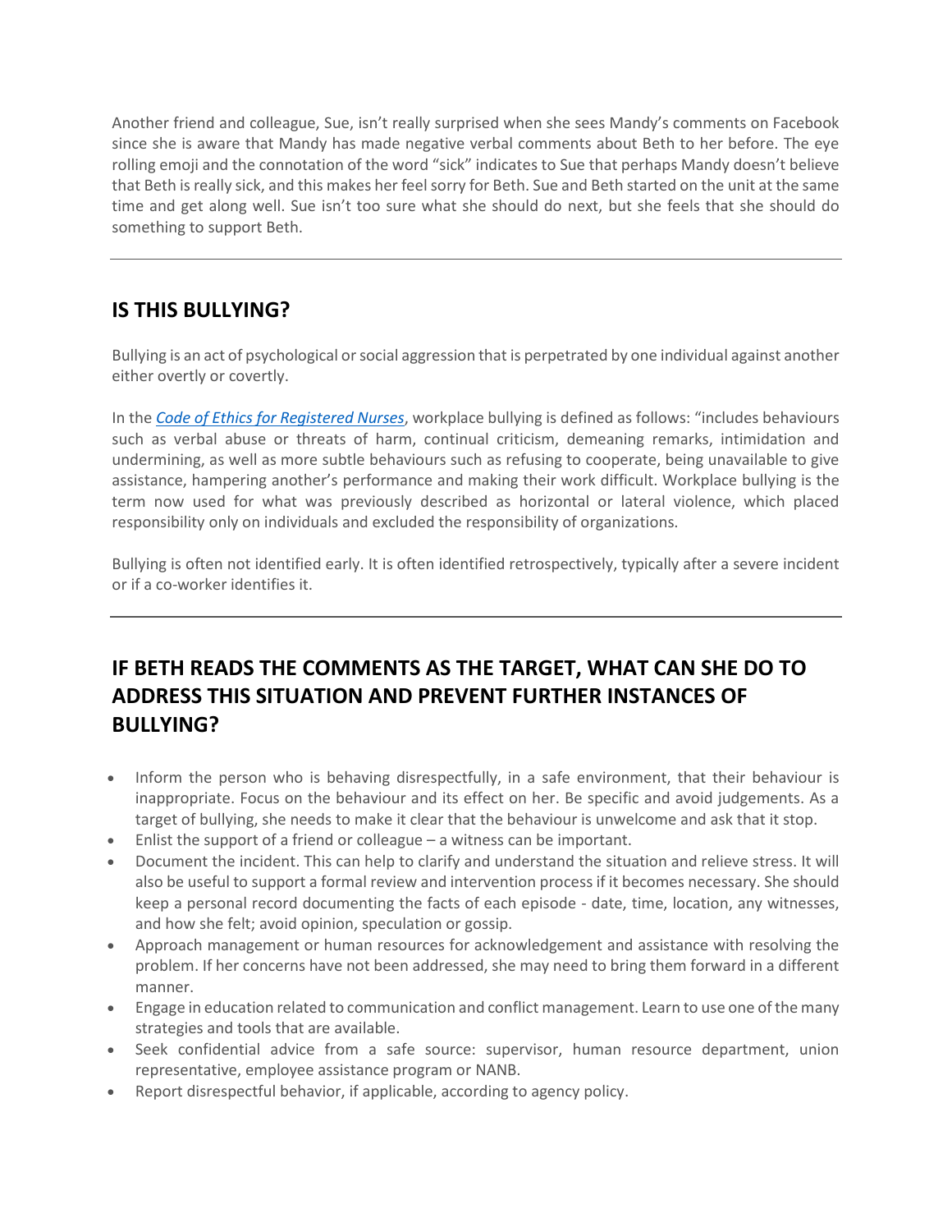Another friend and colleague, Sue, isn't really surprised when she sees Mandy's comments on Facebook since she is aware that Mandy has made negative verbal comments about Beth to her before. The eye rolling emoji and the connotation of the word "sick" indicates to Sue that perhaps Mandy doesn't believe that Beth is really sick, and this makes her feel sorry for Beth. Sue and Beth started on the unit at the same time and get along well. Sue isn't too sure what she should do next, but she feels that she should do something to support Beth.

---

## IS THIS BULLYING?

Bullying is an act of psychological or social aggression that is perpetrated by one individual against another either overtly or covertly.

In the *Code of Ethics for Registered Nurses*, workplace bullying is defined as follows: "includes behaviours such as verbal abuse or threats of harm, continual criticism, demeaning remarks, intimidation and undermining, as well as more subtle behaviours such as refusing to cooperate, being unavailable to give assistance, hampering another's performance and making their work difficult. Workplace bullying is the term now used for what was previously described as horizontal or lateral violence, which placed responsibility only on individuals and excluded the responsibility of organizations.

Bullying is often not identified early. It is often identified retrospectively, typically after a severe incident or if a co-worker identifies it.

---

## IF BETH READS THE COMMENTS AS THE TARGET, WHAT CAN SHE DO TO ADDRESS THIS SITUATION AND PREVENT FURTHER INSTANCES OF BULLYING?

- Inform the person who is behaving disrespectfully, in a safe environment, that their behaviour is inappropriate. Focus on the behaviour and its effect on her. Be specific and avoid judgements. As a target of bullying, she needs to make it clear that the behaviour is unwelcome and ask that it stop.
- Enlist the support of a friend or colleague – a witness can be important.
- Document the incident. This can help to clarify and understand the situation and relieve stress. It will also be useful to support a formal review and intervention process if it becomes necessary. She should keep a personal record documenting the facts of each episode - date, time, location, any witnesses, and how she felt; avoid opinion, speculation or gossip.
- Approach management or human resources for acknowledgement and assistance with resolving the problem. If her concerns have not been addressed, she may need to bring them forward in a different manner.
- Engage in education related to communication and conflict management. Learn to use one of the many strategies and tools that are available.
- Seek confidential advice from a safe source: supervisor, human resource department, union representative, employee assistance program or NANB.
- Report disrespectful behavior, if applicable, according to agency policy.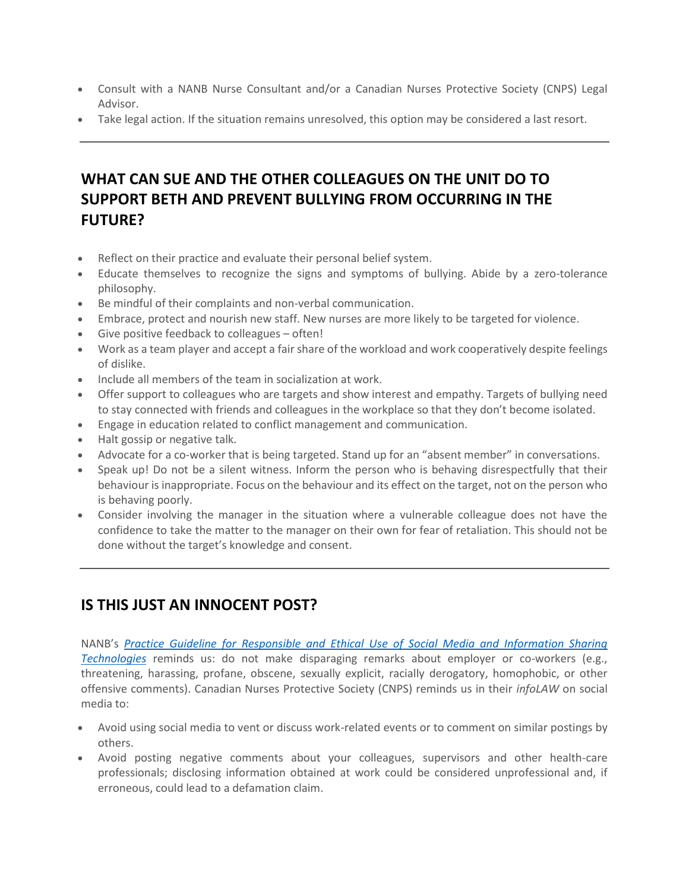- Consult with a NANB Nurse Consultant and/or a Canadian Nurses Protective Society (CNPS) Legal Advisor.
- Take legal action. If the situation remains unresolved, this option may be considered a last resort.

---

## WHAT CAN SUE AND THE OTHER COLLEAGUES ON THE UNIT DO TO SUPPORT BETH AND PREVENT BULLYING FROM OCCURRING IN THE FUTURE?

- Reflect on their practice and evaluate their personal belief system.
- Educate themselves to recognize the signs and symptoms of bullying. Abide by a zero-tolerance philosophy.
- Be mindful of their complaints and non-verbal communication.
- Embrace, protect and nourish new staff. New nurses are more likely to be targeted for violence.
- Give positive feedback to colleagues – often!
- Work as a team player and accept a fair share of the workload and work cooperatively despite feelings of dislike.
- Include all members of the team in socialization at work.
- Offer support to colleagues who are targets and show interest and empathy. Targets of bullying need to stay connected with friends and colleagues in the workplace so that they don't become isolated.
- Engage in education related to conflict management and communication.
- Halt gossip or negative talk.
- Advocate for a co-worker that is being targeted. Stand up for an "absent member" in conversations.
- Speak up! Do not be a silent witness. Inform the person who is behaving disrespectfully that their behaviour is inappropriate. Focus on the behaviour and its effect on the target, not on the person who is behaving poorly.
- Consider involving the manager in the situation where a vulnerable colleague does not have the confidence to take the matter to the manager on their own for fear of retaliation. This should not be done without the target's knowledge and consent.

---

## IS THIS JUST AN INNOCENT POST?

NANB's *Practice Guideline for Responsible and Ethical Use of Social Media and Information Sharing Technologies* reminds us: do not make disparaging remarks about employer or co-workers (e.g., threatening, harassing, profane, obscene, sexually explicit, racially derogatory, homophobic, or other offensive comments). Canadian Nurses Protective Society (CNPS) reminds us in their *infoLAW* on social media to:

- Avoid using social media to vent or discuss work-related events or to comment on similar postings by others.
- Avoid posting negative comments about your colleagues, supervisors and other health-care professionals; disclosing information obtained at work could be considered unprofessional and, if erroneous, could lead to a defamation claim.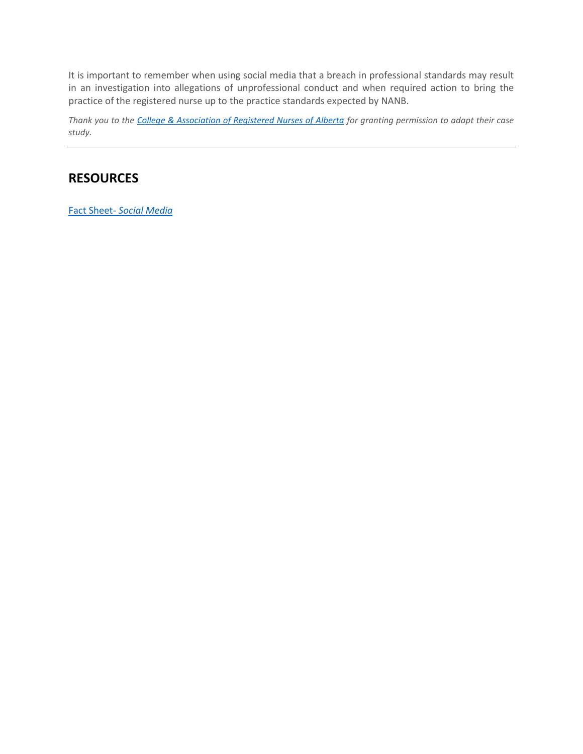It is important to remember when using social media that a breach in professional standards may result in an investigation into allegations of unprofessional conduct and when required action to bring the practice of the registered nurse up to the practice standards expected by NANB.

*Thank you to the College & Association of Registered Nurses of Alberta for granting permission to adapt their case study.*

---

## RESOURCES

Fact Sheet- *Social Media*